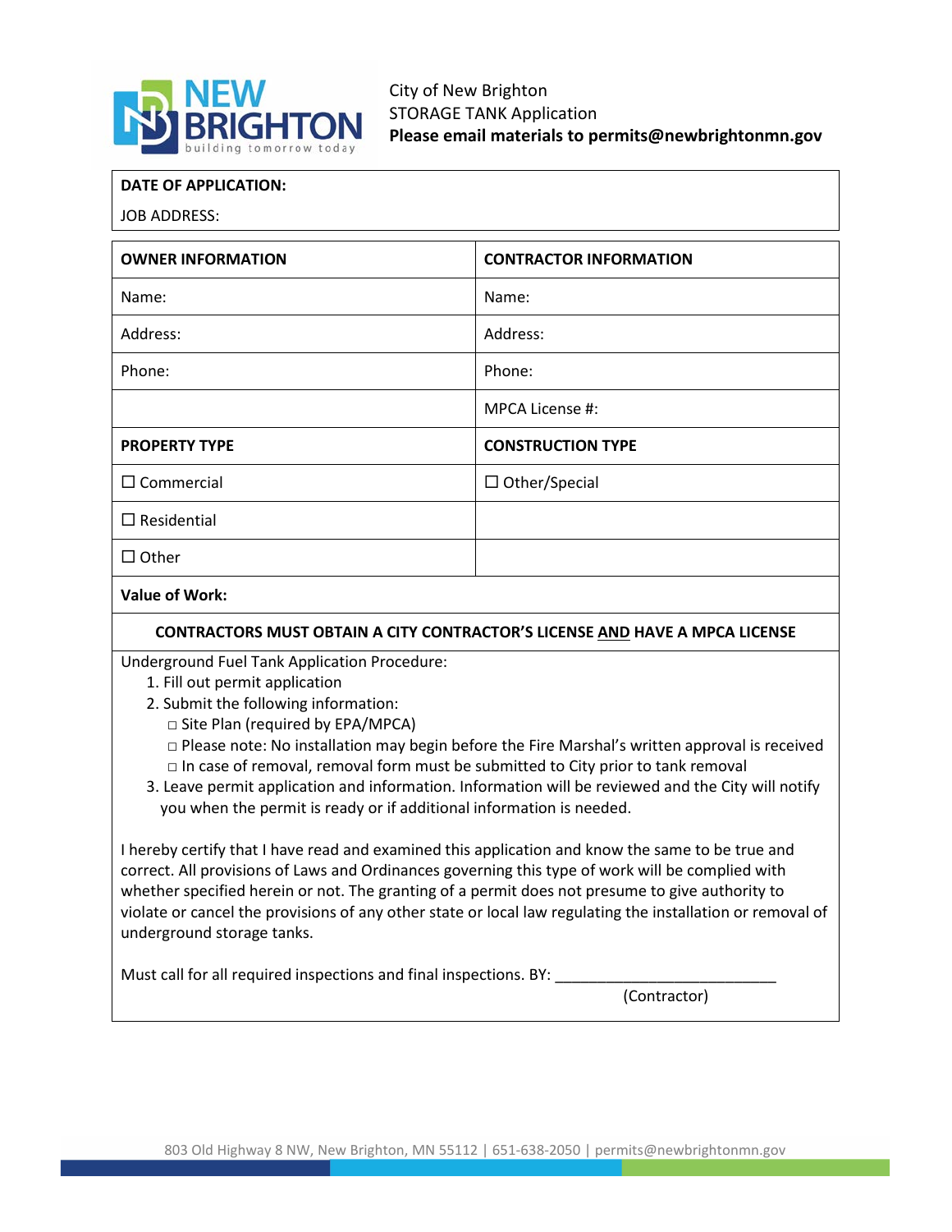City of New Brighton
STORAGE TANK Application
**Please email materials to permits@newbrightonmn.gov**

| **DATE OF APPLICATION:** |
|---|
| JOB ADDRESS: |

| **OWNER INFORMATION** | **CONTRACTOR INFORMATION** |
|---|---|
| Name: | Name: |
| Address: | Address: |
| Phone: | Phone: |
| | MPCA License #: |
| **PROPERTY TYPE** | **CONSTRUCTION TYPE** |
| ☐ Commercial | ☐ Other/Special |
| ☐ Residential | |
| ☐ Other | |

**Value of Work:**

**CONTRACTORS MUST OBTAIN A CITY CONTRACTOR'S LICENSE AND HAVE A MPCA LICENSE**

Underground Fuel Tank Application Procedure:

1. Fill out permit application
2. Submit the following information:
   - □ Site Plan (required by EPA/MPCA)
   - □ Please note: No installation may begin before the Fire Marshal's written approval is received
   - □ In case of removal, removal form must be submitted to City prior to tank removal
3. Leave permit application and information. Information will be reviewed and the City will notify you when the permit is ready or if additional information is needed.

I hereby certify that I have read and examined this application and know the same to be true and correct. All provisions of Laws and Ordinances governing this type of work will be complied with whether specified herein or not. The granting of a permit does not presume to give authority to violate or cancel the provisions of any other state or local law regulating the installation or removal of underground storage tanks.

Must call for all required inspections and final inspections. BY: ___________________________
(Contractor)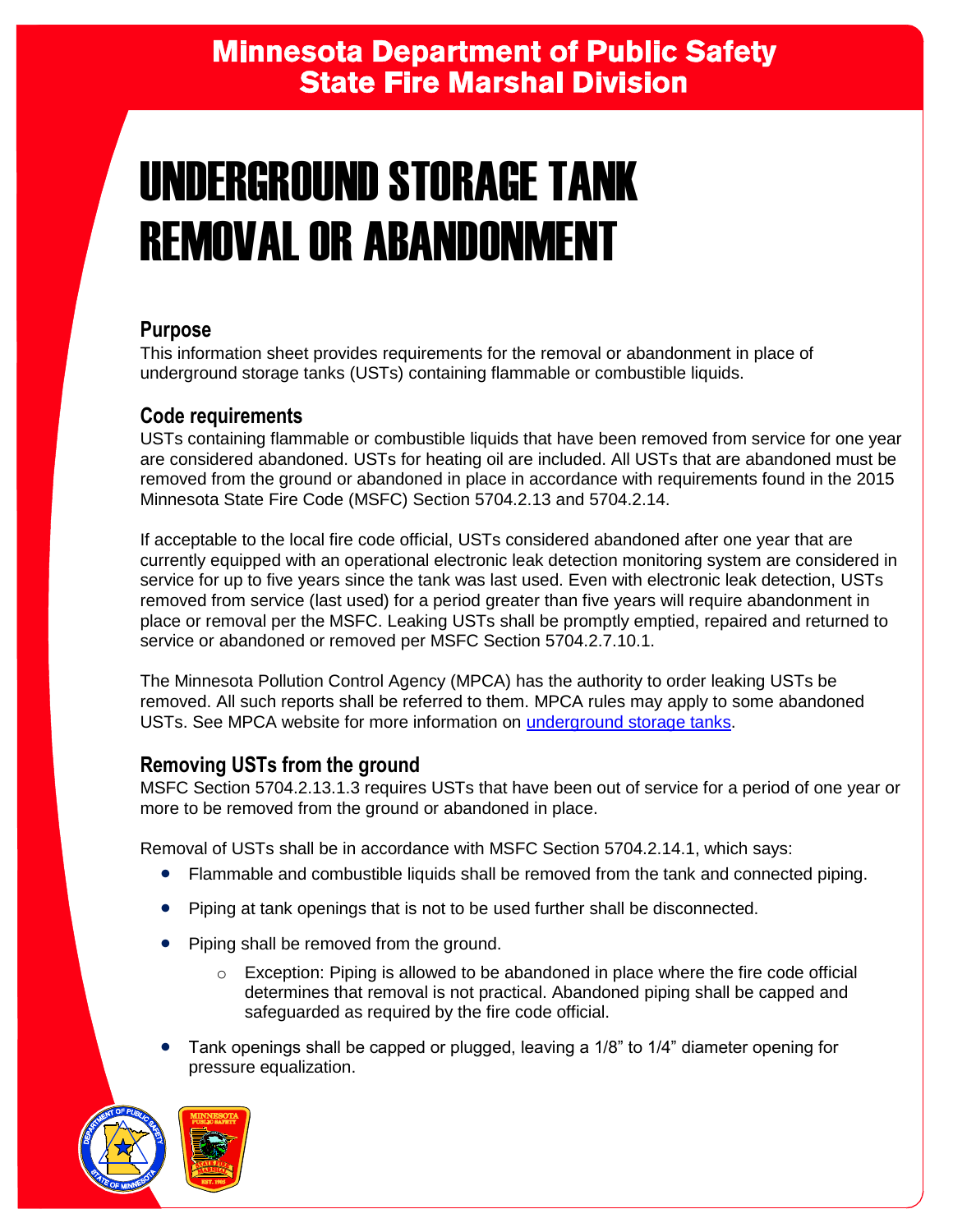Minnesota Department of Public Safety
State Fire Marshal Division

# UNDERGROUND STORAGE TANK REMOVAL OR ABANDONMENT

## Purpose

This information sheet provides requirements for the removal or abandonment in place of underground storage tanks (USTs) containing flammable or combustible liquids.

## Code requirements

USTs containing flammable or combustible liquids that have been removed from service for one year are considered abandoned. USTs for heating oil are included. All USTs that are abandoned must be removed from the ground or abandoned in place in accordance with requirements found in the 2015 Minnesota State Fire Code (MSFC) Section 5704.2.13 and 5704.2.14.

If acceptable to the local fire code official, USTs considered abandoned after one year that are currently equipped with an operational electronic leak detection monitoring system are considered in service for up to five years since the tank was last used. Even with electronic leak detection, USTs removed from service (last used) for a period greater than five years will require abandonment in place or removal per the MSFC. Leaking USTs shall be promptly emptied, repaired and returned to service or abandoned or removed per MSFC Section 5704.2.7.10.1.

The Minnesota Pollution Control Agency (MPCA) has the authority to order leaking USTs be removed. All such reports shall be referred to them. MPCA rules may apply to some abandoned USTs. See MPCA website for more information on underground storage tanks.

## Removing USTs from the ground

MSFC Section 5704.2.13.1.3 requires USTs that have been out of service for a period of one year or more to be removed from the ground or abandoned in place.

Removal of USTs shall be in accordance with MSFC Section 5704.2.14.1, which says:

- Flammable and combustible liquids shall be removed from the tank and connected piping.
- Piping at tank openings that is not to be used further shall be disconnected.
- Piping shall be removed from the ground.
  - Exception: Piping is allowed to be abandoned in place where the fire code official determines that removal is not practical. Abandoned piping shall be capped and safeguarded as required by the fire code official.
- Tank openings shall be capped or plugged, leaving a 1/8" to 1/4" diameter opening for pressure equalization.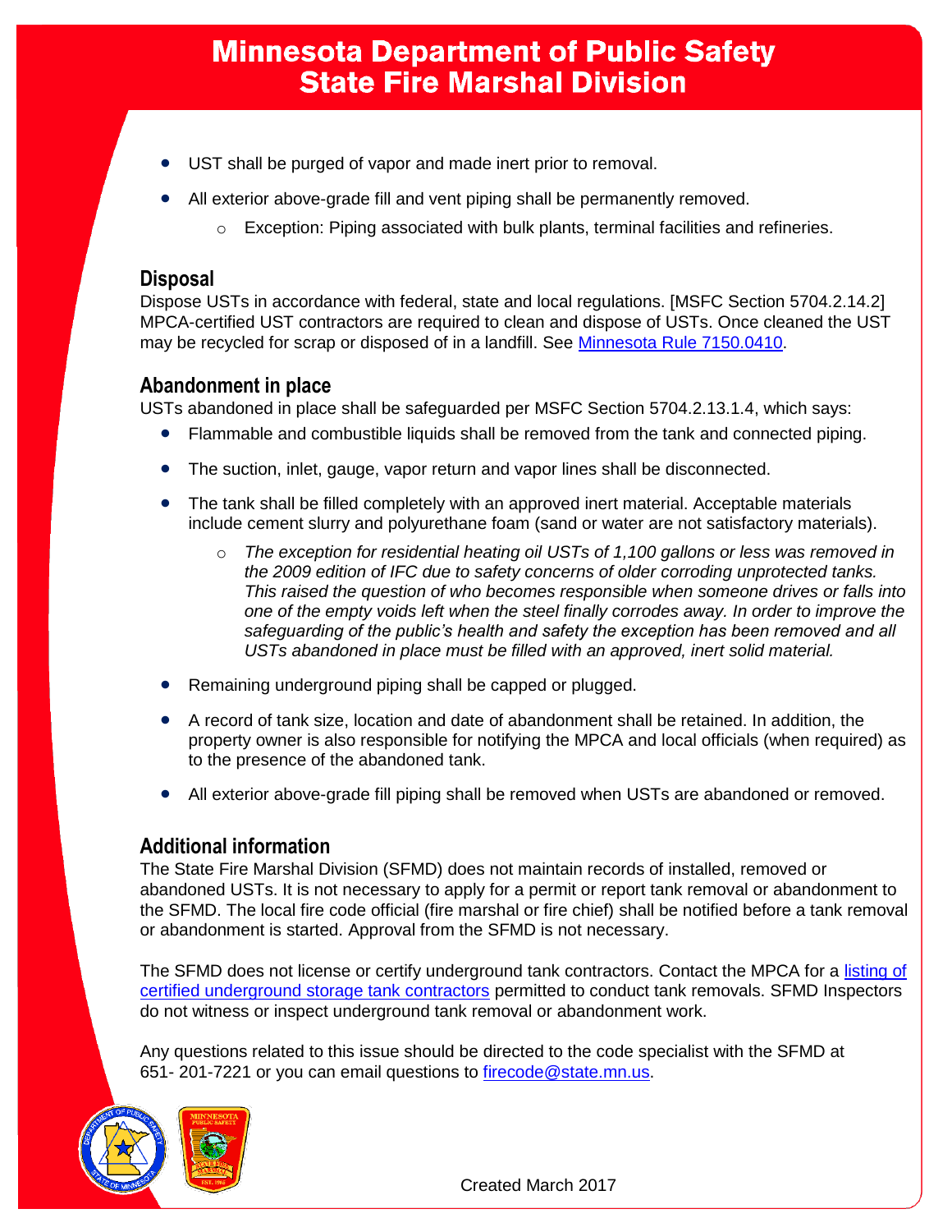- UST shall be purged of vapor and made inert prior to removal.
- All exterior above-grade fill and vent piping shall be permanently removed.
  - Exception: Piping associated with bulk plants, terminal facilities and refineries.

## Disposal

Dispose USTs in accordance with federal, state and local regulations. [MSFC Section 5704.2.14.2] MPCA-certified UST contractors are required to clean and dispose of USTs. Once cleaned the UST may be recycled for scrap or disposed of in a landfill. See [Minnesota Rule 7150.0410](#).

## Abandonment in place

USTs abandoned in place shall be safeguarded per MSFC Section 5704.2.13.1.4, which says:

- Flammable and combustible liquids shall be removed from the tank and connected piping.
- The suction, inlet, gauge, vapor return and vapor lines shall be disconnected.
- The tank shall be filled completely with an approved inert material. Acceptable materials include cement slurry and polyurethane foam (sand or water are not satisfactory materials).
  - *The exception for residential heating oil USTs of 1,100 gallons or less was removed in the 2009 edition of IFC due to safety concerns of older corroding unprotected tanks. This raised the question of who becomes responsible when someone drives or falls into one of the empty voids left when the steel finally corrodes away. In order to improve the safeguarding of the public's health and safety the exception has been removed and all USTs abandoned in place must be filled with an approved, inert solid material.*
- Remaining underground piping shall be capped or plugged.
- A record of tank size, location and date of abandonment shall be retained. In addition, the property owner is also responsible for notifying the MPCA and local officials (when required) as to the presence of the abandoned tank.
- All exterior above-grade fill piping shall be removed when USTs are abandoned or removed.

## Additional information

The State Fire Marshal Division (SFMD) does not maintain records of installed, removed or abandoned USTs. It is not necessary to apply for a permit or report tank removal or abandonment to the SFMD. The local fire code official (fire marshal or fire chief) shall be notified before a tank removal or abandonment is started. Approval from the SFMD is not necessary.

The SFMD does not license or certify underground tank contractors. Contact the MPCA for a [listing of certified underground storage tank contractors](#) permitted to conduct tank removals. SFMD Inspectors do not witness or inspect underground tank removal or abandonment work.

Any questions related to this issue should be directed to the code specialist with the SFMD at 651- 201-7221 or you can email questions to [firecode@state.mn.us](mailto:firecode@state.mn.us).

Created March 2017